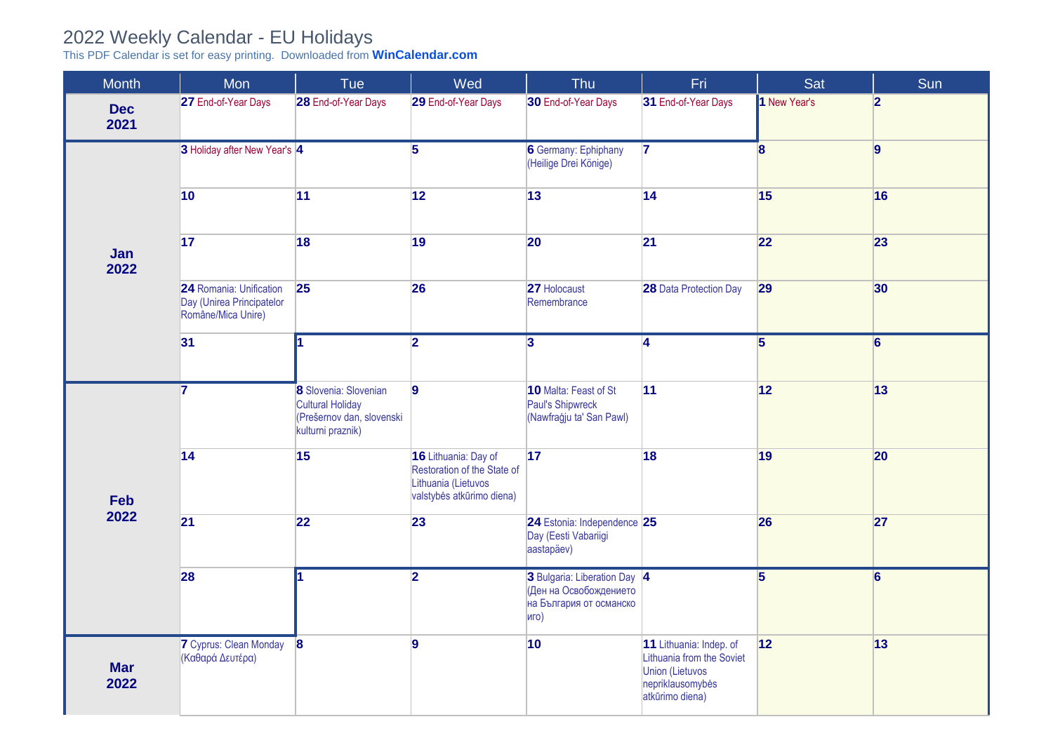# 2022 Weekly Calendar - EU Holidays

This PDF Calendar is set for easy printing. Downloaded from **WinCalendar.com**

| Month | Mon | Tue | Wed | Thu | Fri | Sat | Sun |
|---|---|---|---|---|---|---|---|
| **Dec 2021** | **27** End-of-Year Days | **28** End-of-Year Days | **29** End-of-Year Days | **30** End-of-Year Days | **31** End-of-Year Days | **1** New Year's | **2** |
| **Jan 2022** | **3** Holiday after New Year's | **4** | **5** | **6** Germany: Ephiphany (Heilige Drei Könige) | **7** | **8** | **9** |
| | **10** | **11** | **12** | **13** | **14** | **15** | **16** |
| | **17** | **18** | **19** | **20** | **21** | **22** | **23** |
| | **24** Romania: Unification Day (Unirea Principatelor Române/Mica Unire) | **25** | **26** | **27** Holocaust Remembrance | **28** Data Protection Day | **29** | **30** |
| | **31** | **1** | **2** | **3** | **4** | **5** | **6** |
| **Feb 2022** | **7** | **8** Slovenia: Slovenian Cultural Holiday (Prešernov dan, slovenski kulturni praznik) | **9** | **10** Malta: Feast of St Paul's Shipwreck (Nawfraġju ta' San Pawl) | **11** | **12** | **13** |
| | **14** | **15** | **16** Lithuania: Day of Restoration of the State of Lithuania (Lietuvos valstybės atkūrimo diena) | **17** | **18** | **19** | **20** |
| | **21** | **22** | **23** | **24** Estonia: Independence Day (Eesti Vabariigi aastapäev) | **25** | **26** | **27** |
| | **28** | **1** | **2** | **3** Bulgaria: Liberation Day (Ден на Освобождението на България от османско иго) | **4** | **5** | **6** |
| **Mar 2022** | **7** Cyprus: Clean Monday (Καθαρά Δευτέρα) | **8** | **9** | **10** | **11** Lithuania: Indep. of Lithuania from the Soviet Union (Lietuvos nepriklausomybės atkūrimo diena) | **12** | **13** |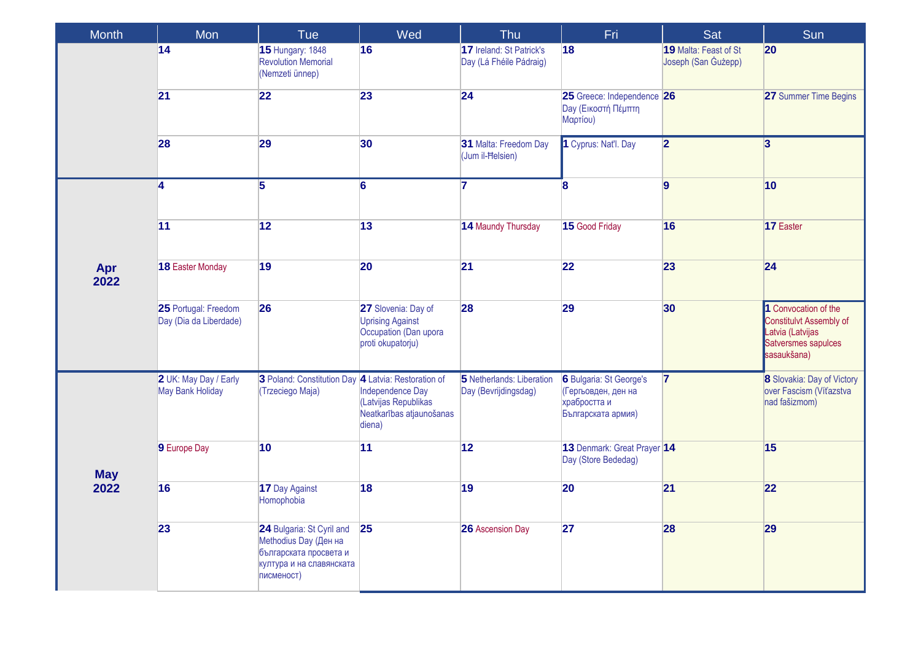| Month | Mon | Tue | Wed | Thu | Fri | Sat | Sun |
|---|---|---|---|---|---|---|---|
| | **14** | **15** Hungary: 1848 Revolution Memorial (Nemzeti ünnep) | **16** | **17** Ireland: St Patrick's Day (Lá Fhéile Pádraig) | **18** | **19** Malta: Feast of St Joseph (San Ġużepp) | **20** |
| | **21** | **22** | **23** | **24** | **25** Greece: Independence Day (Εικοστή Πέμπτη Μαρτίου) | **26** | **27** Summer Time Begins |
| | **28** | **29** | **30** | **31** Malta: Freedom Day (Jum il-Ħelsien) | **1** Cyprus: Nat'l. Day | **2** | **3** |
| **Apr 2022** | **4** | **5** | **6** | **7** | **8** | **9** | **10** |
| | **11** | **12** | **13** | **14** Maundy Thursday | **15** Good Friday | **16** | **17** Easter |
| | **18** Easter Monday | **19** | **20** | **21** | **22** | **23** | **24** |
| | **25** Portugal: Freedom Day (Dia da Liberdade) | **26** | **27** Slovenia: Day of Uprising Against Occupation (Dan upora proti okupatorju) | **28** | **29** | **30** | **1** Convocation of the Constitulvt Assembly of Latvia (Latvijas Satversmes sapulces sasaukšana) |
| **May 2022** | **2** UK: May Day / Early May Bank Holiday | **3** Poland: Constitution Day (Trzeciego Maja) | **4** Latvia: Restoration of Independence Day (Latvijas Republikas Neatkarības atjaunošanas diena) | **5** Netherlands: Liberation Day (Bevrijdingsdag) | **6** Bulgaria: St George's (Гергьовден, ден на храбростта и Българската армия) | **7** | **8** Slovakia: Day of Victory over Fascism (Víťazstva nad fašizmom) |
| | **9** Europe Day | **10** | **11** | **12** | **13** Denmark: Great Prayer Day (Store Bededag) | **14** | **15** |
| | **16** | **17** Day Against Homophobia | **18** | **19** | **20** | **21** | **22** |
| | **23** | **24** Bulgaria: St Cyril and Methodius Day (Ден на българската просвета и култура и на славянската писменост) | **25** | **26** Ascension Day | **27** | **28** | **29** |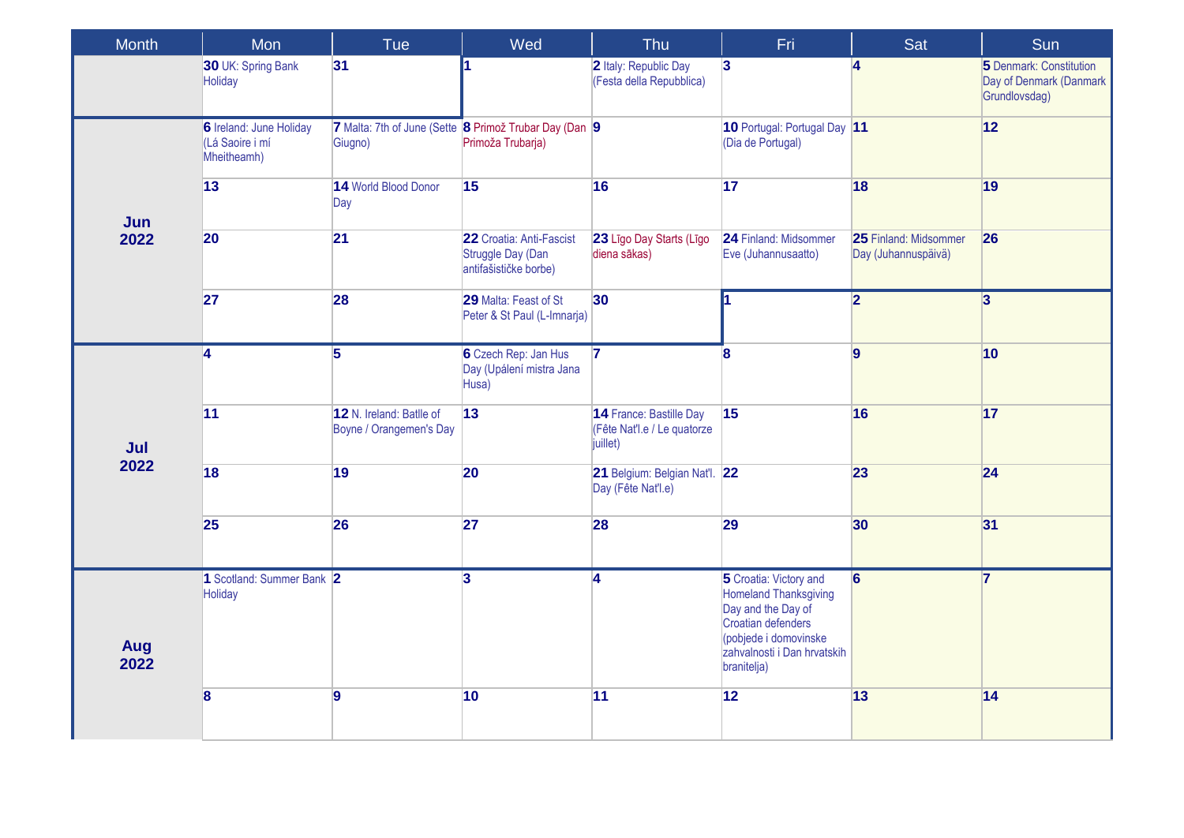| Month | Mon | Tue | Wed | Thu | Fri | Sat | Sun |
|---|---|---|---|---|---|---|---|
| | **30** UK: Spring Bank Holiday | **31** | **1** | **2** Italy: Republic Day (Festa della Repubblica) | **3** | **4** | **5** Denmark: Constitution Day of Denmark (Danmark Grundlovsdag) |
| **Jun 2022** | **6** Ireland: June Holiday (Lá Saoire i mí Mheitheamh) | **7** Malta: 7th of June (Sette Giugno) | **8** Primož Trubar Day (Dan Primoža Trubarja) | **9** | **10** Portugal: Portugal Day (Dia de Portugal) | **11** | **12** |
| | **13** | **14** World Blood Donor Day | **15** | **16** | **17** | **18** | **19** |
| | **20** | **21** | **22** Croatia: Anti-Fascist Struggle Day (Dan antifašističke borbe) | **23** Līgo Day Starts (Līgo diena sākas) | **24** Finland: Midsommer Eve (Juhannusaatto) | **25** Finland: Midsommer Day (Juhannuspäivä) | **26** |
| | **27** | **28** | **29** Malta: Feast of St Peter & St Paul (L-Imnarja) | **30** | **1** | **2** | **3** |
| **Jul 2022** | **4** | **5** | **6** Czech Rep: Jan Hus Day (Upálení mistra Jana Husa) | **7** | **8** | **9** | **10** |
| | **11** | **12** N. Ireland: Batlle of Boyne / Orangemen's Day | **13** | **14** France: Bastille Day (Fête Nat'l.e / Le quatorze juillet) | **15** | **16** | **17** |
| | **18** | **19** | **20** | **21** Belgium: Belgian Nat'l. Day (Fête Nat'l.e) | **22** | **23** | **24** |
| | **25** | **26** | **27** | **28** | **29** | **30** | **31** |
| **Aug 2022** | **1** Scotland: Summer Bank Holiday | **2** | **3** | **4** | **5** Croatia: Victory and Homeland Thanksgiving Day and the Day of Croatian defenders (pobjede i domovinske zahvalnosti i Dan hrvatskih branitelja) | **6** | **7** |
| | **8** | **9** | **10** | **11** | **12** | **13** | **14** |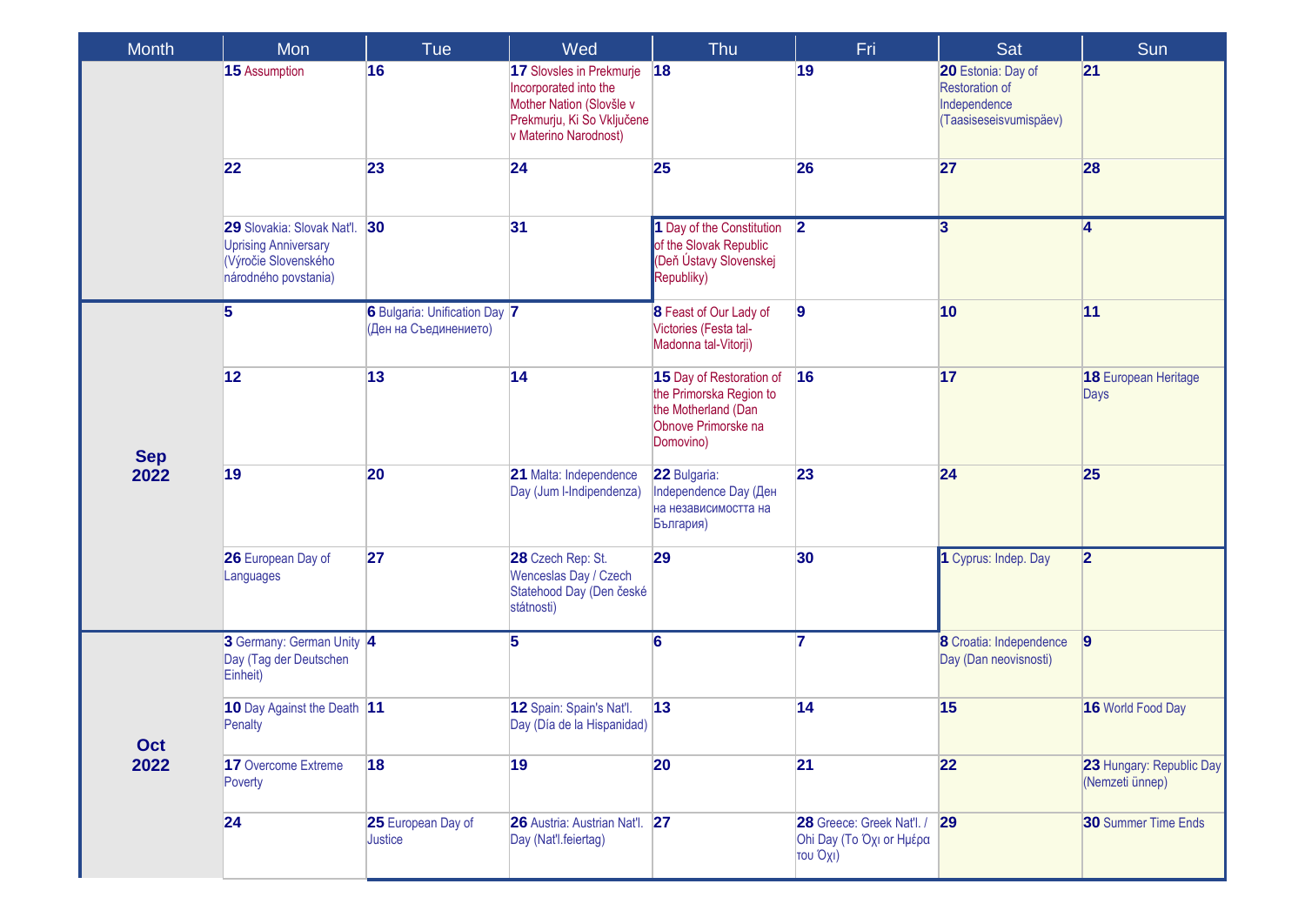| Month | Mon | Tue | Wed | Thu | Fri | Sat | Sun |
|---|---|---|---|---|---|---|---|
| | **15** Assumption | **16** | **17** Slovsles in Prekmurje Incorporated into the Mother Nation (Slovšle v Prekmurju, Ki So Vključene v Materino Narodnost) | **18** | **19** | **20** Estonia: Day of Restoration of Independence (Taasiseseisvumispäev) | **21** |
| | **22** | **23** | **24** | **25** | **26** | **27** | **28** |
| | **29** Slovakia: Slovak Nat'l. Uprising Anniversary (Výročie Slovenského národného povstania) | **30** | **31** | **1** Day of the Constitution of the Slovak Republic (Deň Ústavy Slovenskej Republiky) | **2** | **3** | **4** |
| **Sep 2022** | **5** | **6** Bulgaria: Unification Day (Ден на Съединението) | **7** | **8** Feast of Our Lady of Victories (Festa tal-Madonna tal-Vitorji) | **9** | **10** | **11** |
| | **12** | **13** | **14** | **15** Day of Restoration of the Primorska Region to the Motherland (Dan Obnove Primorske na Domovino) | **16** | **17** | **18** European Heritage Days |
| | **19** | **20** | **21** Malta: Independence Day (Jum l-Indipendenza) | **22** Bulgaria: Independence Day (Ден на независимостта на България) | **23** | **24** | **25** |
| | **26** European Day of Languages | **27** | **28** Czech Rep: St. Wenceslas Day / Czech Statehood Day (Den české státnosti) | **29** | **30** | **1** Cyprus: Indep. Day | **2** |
| **Oct 2022** | **3** Germany: German Unity Day (Tag der Deutschen Einheit) | **4** | **5** | **6** | **7** | **8** Croatia: Independence Day (Dan neovisnosti) | **9** |
| | **10** Day Against the Death Penalty | **11** | **12** Spain: Spain's Nat'l. Day (Día de la Hispanidad) | **13** | **14** | **15** | **16** World Food Day |
| | **17** Overcome Extreme Poverty | **18** | **19** | **20** | **21** | **22** | **23** Hungary: Republic Day (Nemzeti ünnep) |
| | **24** | **25** European Day of Justice | **26** Austria: Austrian Nat'l. Day (Nat'l.feiertag) | **27** | **28** Greece: Greek Nat'l. / Ohi Day (Το Όχι or Ημέρα του Όχι) | **29** | **30** Summer Time Ends |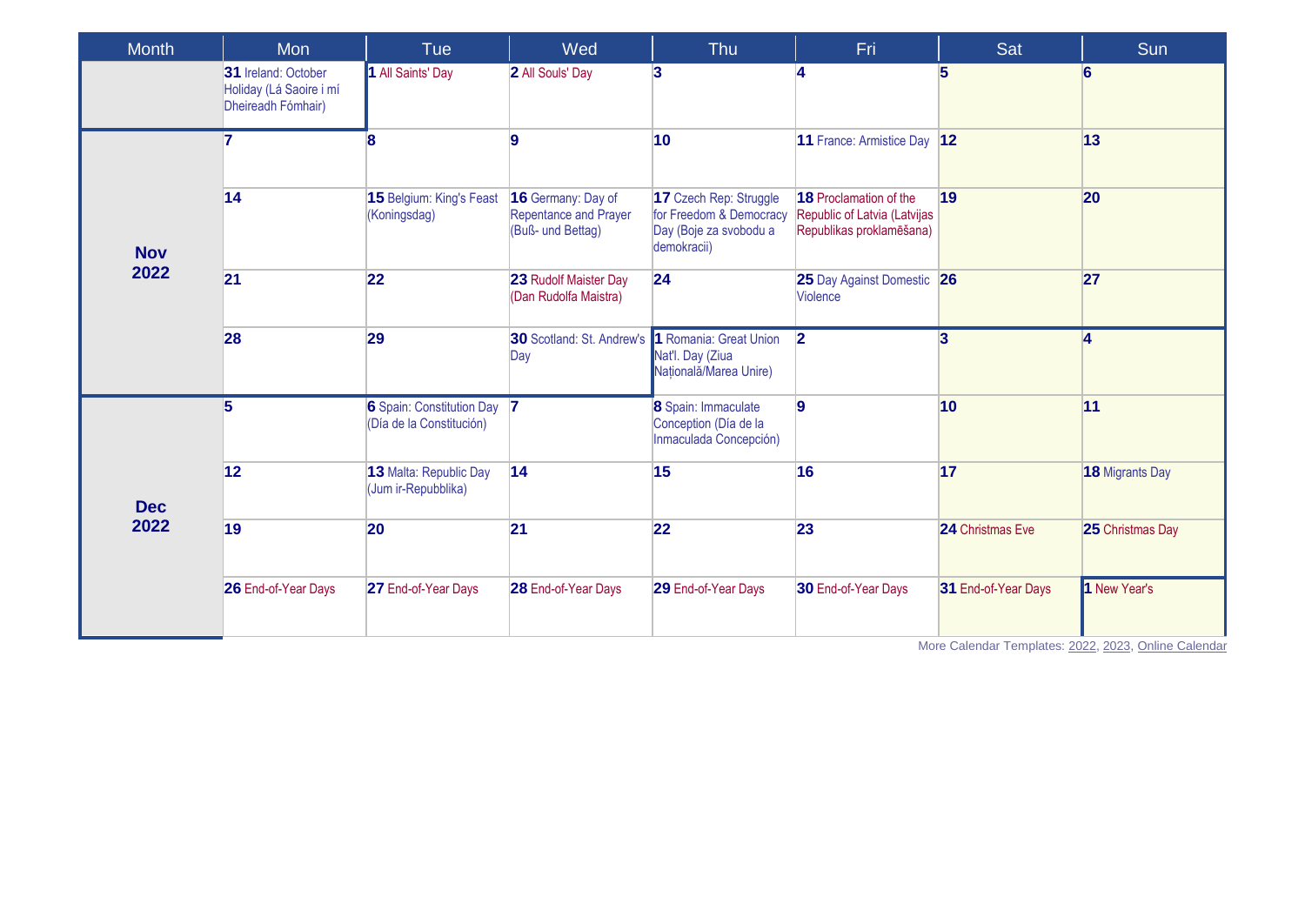| Month | Mon | Tue | Wed | Thu | Fri | Sat | Sun |
|---|---|---|---|---|---|---|---|
| | **31** Ireland: October Holiday (Lá Saoire i mí Dheireadh Fómhair) | **1** All Saints' Day | **2** All Souls' Day | **3** | **4** | **5** | **6** |
| **Nov 2022** | **7** | **8** | **9** | **10** | **11** France: Armistice Day | **12** | **13** |
| | **14** | **15** Belgium: King's Feast (Koningsdag) | **16** Germany: Day of Repentance and Prayer (Buß- und Bettag) | **17** Czech Rep: Struggle for Freedom & Democracy Day (Boje za svobodu a demokracii) | **18** Proclamation of the Republic of Latvia (Latvijas Republikas proklamēšana) | **19** | **20** |
| | **21** | **22** | **23** Rudolf Maister Day (Dan Rudolfa Maistra) | **24** | **25** Day Against Domestic Violence | **26** | **27** |
| | **28** | **29** | **30** Scotland: St. Andrew's Day | **1** Romania: Great Union Nat'l. Day (Ziua Națională/Marea Unire) | **2** | **3** | **4** |
| **Dec 2022** | **5** | **6** Spain: Constitution Day (Día de la Constitución) | **7** | **8** Spain: Immaculate Conception (Día de la Inmaculada Concepción) | **9** | **10** | **11** |
| | **12** | **13** Malta: Republic Day (Jum ir-Repubblika) | **14** | **15** | **16** | **17** | **18** Migrants Day |
| | **19** | **20** | **21** | **22** | **23** | **24** Christmas Eve | **25** Christmas Day |
| | **26** End-of-Year Days | **27** End-of-Year Days | **28** End-of-Year Days | **29** End-of-Year Days | **30** End-of-Year Days | **31** End-of-Year Days | **1** New Year's |

More Calendar Templates: 2022, 2023, Online Calendar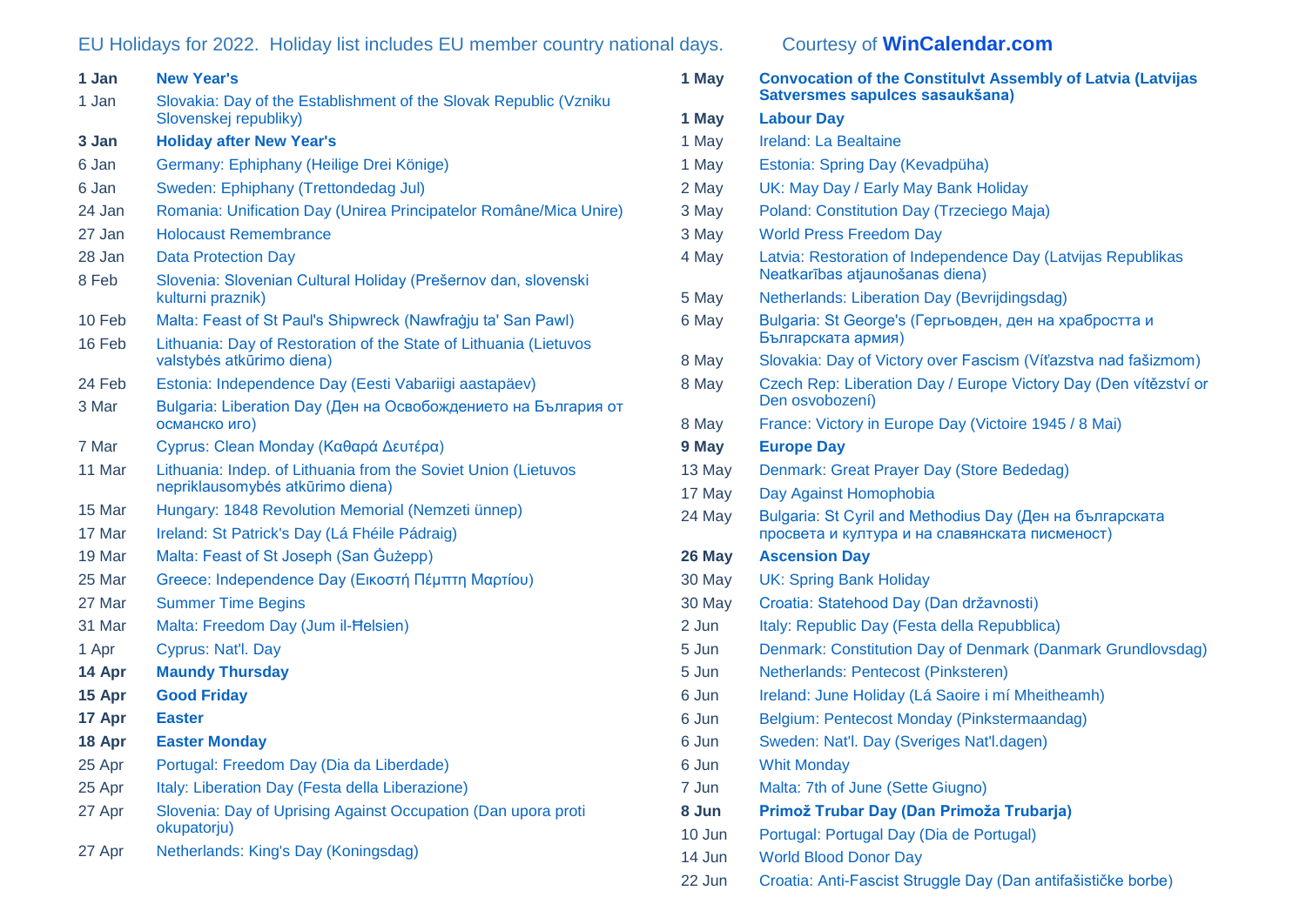EU Holidays for 2022. Holiday list includes EU member country national days.

Courtesy of **WinCalendar.com**

| Date | Holiday |
|---|---|
| **1 Jan** | **New Year's** |
| 1 Jan | Slovakia: Day of the Establishment of the Slovak Republic (Vzniku Slovenskej republiky) |
| **3 Jan** | **Holiday after New Year's** |
| 6 Jan | Germany: Ephiphany (Heilige Drei Könige) |
| 6 Jan | Sweden: Ephiphany (Trettondedag Jul) |
| 24 Jan | Romania: Unification Day (Unirea Principatelor Române/Mica Unire) |
| 27 Jan | Holocaust Remembrance |
| 28 Jan | Data Protection Day |
| 8 Feb | Slovenia: Slovenian Cultural Holiday (Prešernov dan, slovenski kulturni praznik) |
| 10 Feb | Malta: Feast of St Paul's Shipwreck (Nawfraġju ta' San Pawl) |
| 16 Feb | Lithuania: Day of Restoration of the State of Lithuania (Lietuvos valstybės atkūrimo diena) |
| 24 Feb | Estonia: Independence Day (Eesti Vabariigi aastapäev) |
| 3 Mar | Bulgaria: Liberation Day (Ден на Освобождението на България от османско иго) |
| 7 Mar | Cyprus: Clean Monday (Καθαρά Δευτέρα) |
| 11 Mar | Lithuania: Indep. of Lithuania from the Soviet Union (Lietuvos nepriklausomybės atkūrimo diena) |
| 15 Mar | Hungary: 1848 Revolution Memorial (Nemzeti ünnep) |
| 17 Mar | Ireland: St Patrick's Day (Lá Fhéile Pádraig) |
| 19 Mar | Malta: Feast of St Joseph (San Ġużepp) |
| 25 Mar | Greece: Independence Day (Εικοστή Πέμπτη Μαρτίου) |
| 27 Mar | Summer Time Begins |
| 31 Mar | Malta: Freedom Day (Jum il-Ħelsien) |
| 1 Apr | Cyprus: Nat'l. Day |
| **14 Apr** | **Maundy Thursday** |
| **15 Apr** | **Good Friday** |
| **17 Apr** | **Easter** |
| **18 Apr** | **Easter Monday** |
| 25 Apr | Portugal: Freedom Day (Dia da Liberdade) |
| 25 Apr | Italy: Liberation Day (Festa della Liberazione) |
| 27 Apr | Slovenia: Day of Uprising Against Occupation (Dan upora proti okupatorju) |
| 27 Apr | Netherlands: King's Day (Koningsdag) |
| **1 May** | **Convocation of the Constitulvt Assembly of Latvia (Latvijas Satversmes sapulces sasaukšana)** |
| **1 May** | **Labour Day** |
| 1 May | Ireland: La Bealtaine |
| 1 May | Estonia: Spring Day (Kevadpüha) |
| 2 May | UK: May Day / Early May Bank Holiday |
| 3 May | Poland: Constitution Day (Trzeciego Maja) |
| 3 May | World Press Freedom Day |
| 4 May | Latvia: Restoration of Independence Day (Latvijas Republikas Neatkarības atjaunošanas diena) |
| 5 May | Netherlands: Liberation Day (Bevrijdingsdag) |
| 6 May | Bulgaria: St George's (Гергьовден, ден на храбростта и Българската армия) |
| 8 May | Slovakia: Day of Victory over Fascism (Víťazstva nad fašizmom) |
| 8 May | Czech Rep: Liberation Day / Europe Victory Day (Den vítězství or Den osvobození) |
| 8 May | France: Victory in Europe Day (Victoire 1945 / 8 Mai) |
| **9 May** | **Europe Day** |
| 13 May | Denmark: Great Prayer Day (Store Bededag) |
| 17 May | Day Against Homophobia |
| 24 May | Bulgaria: St Cyril and Methodius Day (Ден на българската просвета и култура и на славянската писменост) |
| **26 May** | **Ascension Day** |
| 30 May | UK: Spring Bank Holiday |
| 30 May | Croatia: Statehood Day (Dan državnosti) |
| 2 Jun | Italy: Republic Day (Festa della Repubblica) |
| 5 Jun | Denmark: Constitution Day of Denmark (Danmark Grundlovsdag) |
| 5 Jun | Netherlands: Pentecost (Pinksteren) |
| 6 Jun | Ireland: June Holiday (Lá Saoire i mí Mheitheamh) |
| 6 Jun | Belgium: Pentecost Monday (Pinkstermaandag) |
| 6 Jun | Sweden: Nat'l. Day (Sveriges Nat'l.dagen) |
| 6 Jun | Whit Monday |
| 7 Jun | Malta: 7th of June (Sette Giugno) |
| **8 Jun** | **Primož Trubar Day (Dan Primoža Trubarja)** |
| 10 Jun | Portugal: Portugal Day (Dia de Portugal) |
| 14 Jun | World Blood Donor Day |
| 22 Jun | Croatia: Anti-Fascist Struggle Day (Dan antifašističke borbe) |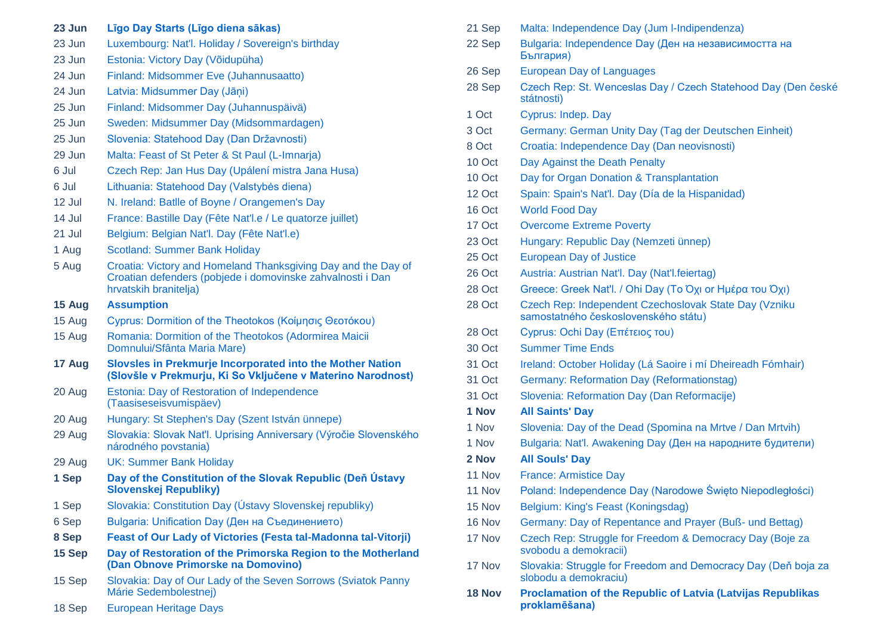| | |
|---|---|
| **23 Jun** | **Līgo Day Starts (Līgo diena sākas)** |
| 23 Jun | Luxembourg: Nat'l. Holiday / Sovereign's birthday |
| 23 Jun | Estonia: Victory Day (Võidupüha) |
| 24 Jun | Finland: Midsommer Eve (Juhannusaatto) |
| 24 Jun | Latvia: Midsummer Day (Jāņi) |
| 25 Jun | Finland: Midsommer Day (Juhannuspäivä) |
| 25 Jun | Sweden: Midsummer Day (Midsommardagen) |
| 25 Jun | Slovenia: Statehood Day (Dan Državnosti) |
| 29 Jun | Malta: Feast of St Peter & St Paul (L-Imnarja) |
| 6 Jul | Czech Rep: Jan Hus Day (Upálení mistra Jana Husa) |
| 6 Jul | Lithuania: Statehood Day (Valstybės diena) |
| 12 Jul | N. Ireland: Batlle of Boyne / Orangemen's Day |
| 14 Jul | France: Bastille Day (Fête Nat'l.e / Le quatorze juillet) |
| 21 Jul | Belgium: Belgian Nat'l. Day (Fête Nat'l.e) |
| 1 Aug | Scotland: Summer Bank Holiday |
| 5 Aug | Croatia: Victory and Homeland Thanksgiving Day and the Day of Croatian defenders (pobjede i domovinske zahvalnosti i Dan hrvatskih branitelja) |
| **15 Aug** | **Assumption** |
| 15 Aug | Cyprus: Dormition of the Theotokos (Κοίμησις Θεοτόκου) |
| 15 Aug | Romania: Dormition of the Theotokos (Adormirea Maicii Domnului/Sfânta Maria Mare) |
| **17 Aug** | **Slovsles in Prekmurje Incorporated into the Mother Nation (Slovšle v Prekmurju, Ki So Vključene v Materino Narodnost)** |
| 20 Aug | Estonia: Day of Restoration of Independence (Taasiseseisvumispäev) |
| 20 Aug | Hungary: St Stephen's Day (Szent István ünnepe) |
| 29 Aug | Slovakia: Slovak Nat'l. Uprising Anniversary (Výročie Slovenského národného povstania) |
| 29 Aug | UK: Summer Bank Holiday |
| **1 Sep** | **Day of the Constitution of the Slovak Republic (Deň Ústavy Slovenskej Republiky)** |
| 1 Sep | Slovakia: Constitution Day (Ústavy Slovenskej republiky) |
| 6 Sep | Bulgaria: Unification Day (Ден на Съединението) |
| **8 Sep** | **Feast of Our Lady of Victories (Festa tal-Madonna tal-Vitorji)** |
| **15 Sep** | **Day of Restoration of the Primorska Region to the Motherland (Dan Obnove Primorske na Domovino)** |
| 15 Sep | Slovakia: Day of Our Lady of the Seven Sorrows (Sviatok Panny Márie Sedembolestnej) |
| 18 Sep | European Heritage Days |
| 21 Sep | Malta: Independence Day (Jum l-Indipendenza) |
| 22 Sep | Bulgaria: Independence Day (Ден на независимостта на България) |
| 26 Sep | European Day of Languages |
| 28 Sep | Czech Rep: St. Wenceslas Day / Czech Statehood Day (Den české státnosti) |
| 1 Oct | Cyprus: Indep. Day |
| 3 Oct | Germany: German Unity Day (Tag der Deutschen Einheit) |
| 8 Oct | Croatia: Independence Day (Dan neovisnosti) |
| 10 Oct | Day Against the Death Penalty |
| 10 Oct | Day for Organ Donation & Transplantation |
| 12 Oct | Spain: Spain's Nat'l. Day (Día de la Hispanidad) |
| 16 Oct | World Food Day |
| 17 Oct | Overcome Extreme Poverty |
| 23 Oct | Hungary: Republic Day (Nemzeti ünnep) |
| 25 Oct | European Day of Justice |
| 26 Oct | Austria: Austrian Nat'l. Day (Nat'l.feiertag) |
| 28 Oct | Greece: Greek Nat'l. / Ohi Day (Το Όχι or Ημέρα του Όχι) |
| 28 Oct | Czech Rep: Independent Czechoslovak State Day (Vzniku samostatného československého státu) |
| 28 Oct | Cyprus: Ochi Day (Επέτειος του) |
| 30 Oct | Summer Time Ends |
| 31 Oct | Ireland: October Holiday (Lá Saoire i mí Dheireadh Fómhair) |
| 31 Oct | Germany: Reformation Day (Reformationstag) |
| 31 Oct | Slovenia: Reformation Day (Dan Reformacije) |
| **1 Nov** | **All Saints' Day** |
| 1 Nov | Slovenia: Day of the Dead (Spomina na Mrtve / Dan Mrtvih) |
| 1 Nov | Bulgaria: Nat'l. Awakening Day (Ден на народните будители) |
| **2 Nov** | **All Souls' Day** |
| 11 Nov | France: Armistice Day |
| 11 Nov | Poland: Independence Day (Narodowe Święto Niepodległości) |
| 15 Nov | Belgium: King's Feast (Koningsdag) |
| 16 Nov | Germany: Day of Repentance and Prayer (Buß- und Bettag) |
| 17 Nov | Czech Rep: Struggle for Freedom & Democracy Day (Boje za svobodu a demokracii) |
| 17 Nov | Slovakia: Struggle for Freedom and Democracy Day (Deň boja za slobodu a demokraciu) |
| **18 Nov** | **Proclamation of the Republic of Latvia (Latvijas Republikas proklamēšana)** |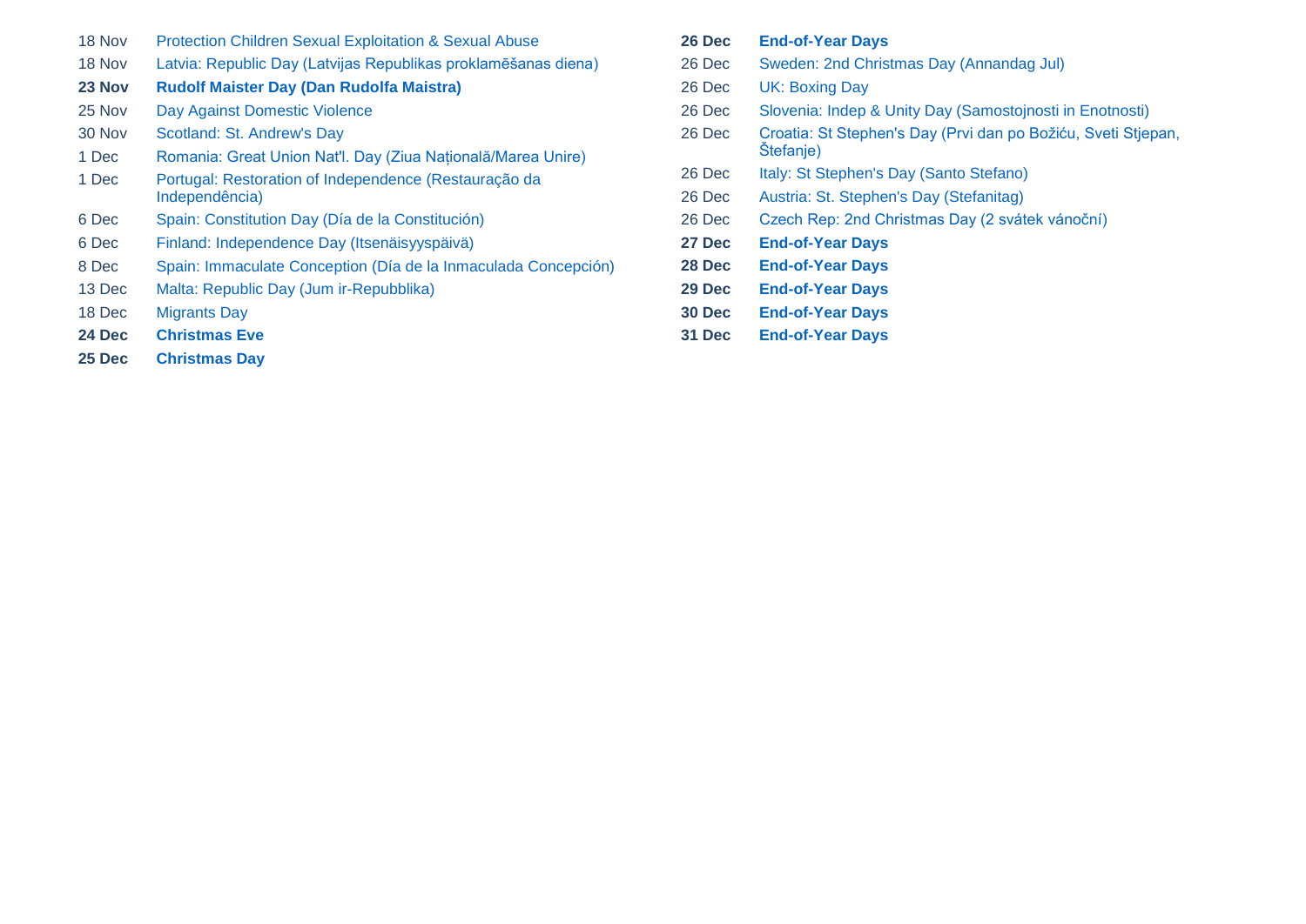| | |
|---|---|
| 18 Nov | Protection Children Sexual Exploitation & Sexual Abuse |
| 18 Nov | Latvia: Republic Day (Latvijas Republikas proklamēšanas diena) |
| **23 Nov** | **Rudolf Maister Day (Dan Rudolfa Maistra)** |
| 25 Nov | Day Against Domestic Violence |
| 30 Nov | Scotland: St. Andrew's Day |
| 1 Dec | Romania: Great Union Nat'l. Day (Ziua Națională/Marea Unire) |
| 1 Dec | Portugal: Restoration of Independence (Restauração da Independência) |
| 6 Dec | Spain: Constitution Day (Día de la Constitución) |
| 6 Dec | Finland: Independence Day (Itsenäisyyspäivä) |
| 8 Dec | Spain: Immaculate Conception (Día de la Inmaculada Concepción) |
| 13 Dec | Malta: Republic Day (Jum ir-Repubblika) |
| 18 Dec | Migrants Day |
| **24 Dec** | **Christmas Eve** |
| **25 Dec** | **Christmas Day** |
| **26 Dec** | **End-of-Year Days** |
| 26 Dec | Sweden: 2nd Christmas Day (Annandag Jul) |
| 26 Dec | UK: Boxing Day |
| 26 Dec | Slovenia: Indep & Unity Day (Samostojnosti in Enotnosti) |
| 26 Dec | Croatia: St Stephen's Day (Prvi dan po Božiću, Sveti Stjepan, Štefanje) |
| 26 Dec | Italy: St Stephen's Day (Santo Stefano) |
| 26 Dec | Austria: St. Stephen's Day (Stefanitag) |
| 26 Dec | Czech Rep: 2nd Christmas Day (2 svátek vánoční) |
| **27 Dec** | **End-of-Year Days** |
| **28 Dec** | **End-of-Year Days** |
| **29 Dec** | **End-of-Year Days** |
| **30 Dec** | **End-of-Year Days** |
| **31 Dec** | **End-of-Year Days** |